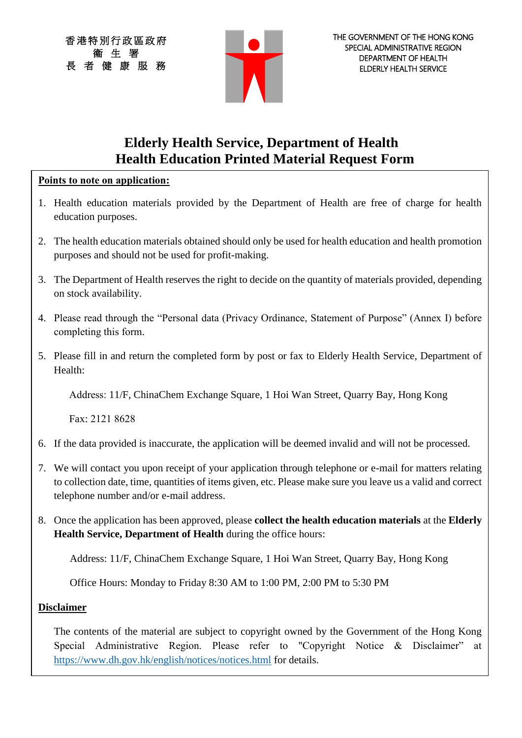香港特別行政區政府
衞 生 署
長 者 健 康 服 務

THE GOVERNMENT OF THE HONG KONG SPECIAL ADMINISTRATIVE REGION
DEPARTMENT OF HEALTH
ELDERLY HEALTH SERVICE

# Elderly Health Service, Department of Health
# Health Education Printed Material Request Form

**Points to note on application:**

1. Health education materials provided by the Department of Health are free of charge for health education purposes.

2. The health education materials obtained should only be used for health education and health promotion purposes and should not be used for profit-making.

3. The Department of Health reserves the right to decide on the quantity of materials provided, depending on stock availability.

4. Please read through the "Personal data (Privacy Ordinance, Statement of Purpose" (Annex I) before completing this form.

5. Please fill in and return the completed form by post or fax to Elderly Health Service, Department of Health:

   Address: 11/F, ChinaChem Exchange Square, 1 Hoi Wan Street, Quarry Bay, Hong Kong

   Fax: 2121 8628

6. If the data provided is inaccurate, the application will be deemed invalid and will not be processed.

7. We will contact you upon receipt of your application through telephone or e-mail for matters relating to collection date, time, quantities of items given, etc. Please make sure you leave us a valid and correct telephone number and/or e-mail address.

8. Once the application has been approved, please **collect the health education materials** at the **Elderly Health Service, Department of Health** during the office hours:

   Address: 11/F, ChinaChem Exchange Square, 1 Hoi Wan Street, Quarry Bay, Hong Kong

   Office Hours: Monday to Friday 8:30 AM to 1:00 PM, 2:00 PM to 5:30 PM

**Disclaimer**

The contents of the material are subject to copyright owned by the Government of the Hong Kong Special Administrative Region. Please refer to "Copyright Notice & Disclaimer" at https://www.dh.gov.hk/english/notices/notices.html for details.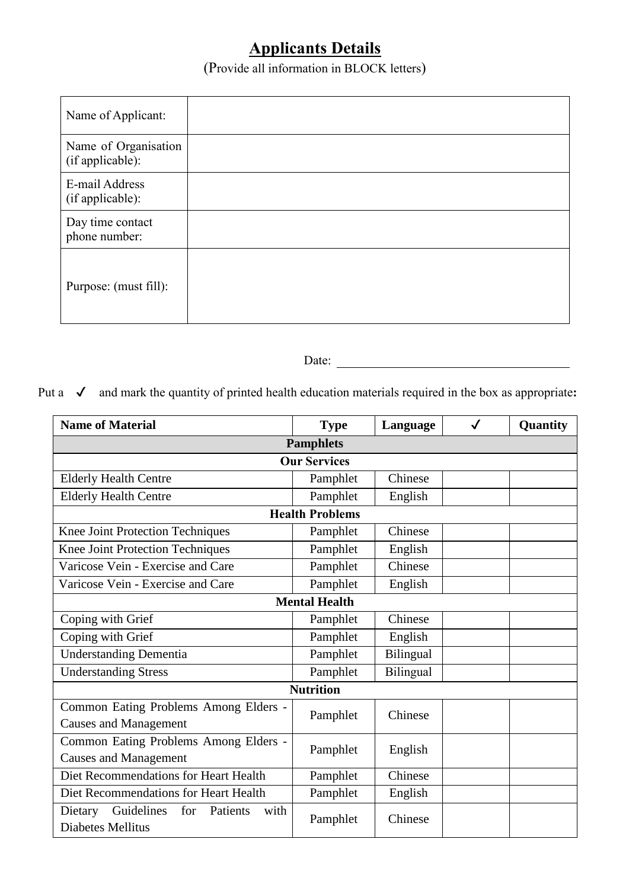## Applicants Details

(Provide all information in BLOCK letters)

| Name of Applicant: | |
|---|---|
| Name of Organisation (if applicable): | |
| E-mail Address (if applicable): | |
| Day time contact phone number: | |
| Purpose: (must fill): | |

Date: ____________________________________

Put a ✓ and mark the quantity of printed health education materials required in the box as appropriate**:**

| Name of Material | Type | Language | ✓ | Quantity |
|---|---|---|---|---|
| **Pamphlets** | | | | |
| **Our Services** | | | | |
| Elderly Health Centre | Pamphlet | Chinese | | |
| Elderly Health Centre | Pamphlet | English | | |
| **Health Problems** | | | | |
| Knee Joint Protection Techniques | Pamphlet | Chinese | | |
| Knee Joint Protection Techniques | Pamphlet | English | | |
| Varicose Vein - Exercise and Care | Pamphlet | Chinese | | |
| Varicose Vein - Exercise and Care | Pamphlet | English | | |
| **Mental Health** | | | | |
| Coping with Grief | Pamphlet | Chinese | | |
| Coping with Grief | Pamphlet | English | | |
| Understanding Dementia | Pamphlet | Bilingual | | |
| Understanding Stress | Pamphlet | Bilingual | | |
| **Nutrition** | | | | |
| Common Eating Problems Among Elders - Causes and Management | Pamphlet | Chinese | | |
| Common Eating Problems Among Elders - Causes and Management | Pamphlet | English | | |
| Diet Recommendations for Heart Health | Pamphlet | Chinese | | |
| Diet Recommendations for Heart Health | Pamphlet | English | | |
| Dietary Guidelines for Patients with Diabetes Mellitus | Pamphlet | Chinese | | |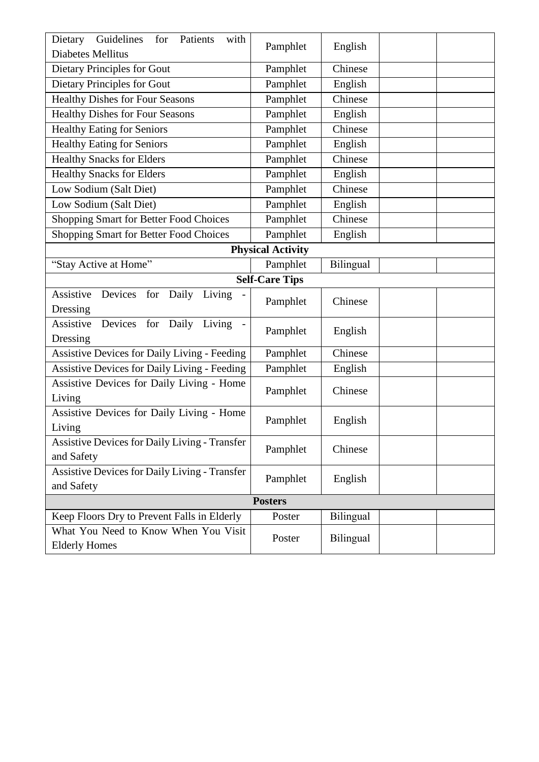| | | | | |
|---|---|---|---|---|
| Dietary Guidelines for Patients with Diabetes Mellitus | Pamphlet | English | | |
| Dietary Principles for Gout | Pamphlet | Chinese | | |
| Dietary Principles for Gout | Pamphlet | English | | |
| Healthy Dishes for Four Seasons | Pamphlet | Chinese | | |
| Healthy Dishes for Four Seasons | Pamphlet | English | | |
| Healthy Eating for Seniors | Pamphlet | Chinese | | |
| Healthy Eating for Seniors | Pamphlet | English | | |
| Healthy Snacks for Elders | Pamphlet | Chinese | | |
| Healthy Snacks for Elders | Pamphlet | English | | |
| Low Sodium (Salt Diet) | Pamphlet | Chinese | | |
| Low Sodium (Salt Diet) | Pamphlet | English | | |
| Shopping Smart for Better Food Choices | Pamphlet | Chinese | | |
| Shopping Smart for Better Food Choices | Pamphlet | English | | |
| **Physical Activity** | | | | |
| "Stay Active at Home" | Pamphlet | Bilingual | | |
| **Self-Care Tips** | | | | |
| Assistive Devices for Daily Living - Dressing | Pamphlet | Chinese | | |
| Assistive Devices for Daily Living - Dressing | Pamphlet | English | | |
| Assistive Devices for Daily Living - Feeding | Pamphlet | Chinese | | |
| Assistive Devices for Daily Living - Feeding | Pamphlet | English | | |
| Assistive Devices for Daily Living - Home Living | Pamphlet | Chinese | | |
| Assistive Devices for Daily Living - Home Living | Pamphlet | English | | |
| Assistive Devices for Daily Living - Transfer and Safety | Pamphlet | Chinese | | |
| Assistive Devices for Daily Living - Transfer and Safety | Pamphlet | English | | |
| **Posters** | | | | |
| Keep Floors Dry to Prevent Falls in Elderly | Poster | Bilingual | | |
| What You Need to Know When You Visit Elderly Homes | Poster | Bilingual | | |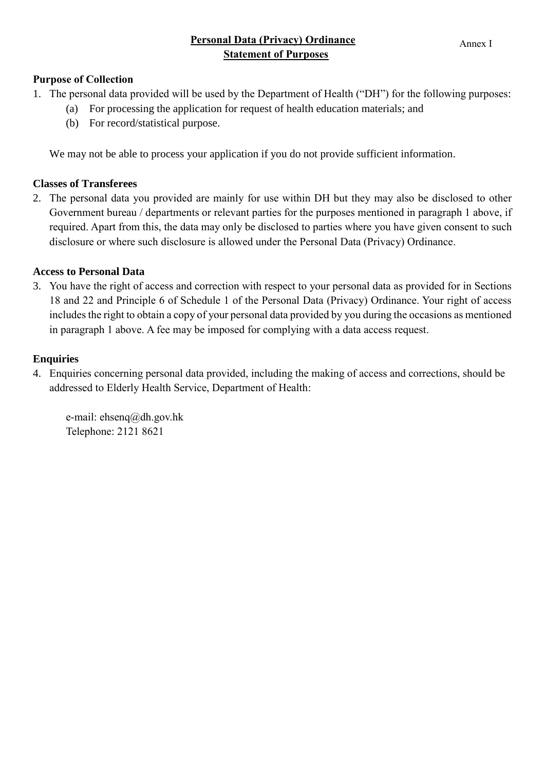Annex I

## Personal Data (Privacy) Ordinance
## Statement of Purposes

**Purpose of Collection**

1. The personal data provided will be used by the Department of Health ("DH") for the following purposes:
    (a) For processing the application for request of health education materials; and
    (b) For record/statistical purpose.

   We may not be able to process your application if you do not provide sufficient information.

**Classes of Transferees**

2. The personal data you provided are mainly for use within DH but they may also be disclosed to other Government bureau / departments or relevant parties for the purposes mentioned in paragraph 1 above, if required. Apart from this, the data may only be disclosed to parties where you have given consent to such disclosure or where such disclosure is allowed under the Personal Data (Privacy) Ordinance.

**Access to Personal Data**

3. You have the right of access and correction with respect to your personal data as provided for in Sections 18 and 22 and Principle 6 of Schedule 1 of the Personal Data (Privacy) Ordinance. Your right of access includes the right to obtain a copy of your personal data provided by you during the occasions as mentioned in paragraph 1 above. A fee may be imposed for complying with a data access request.

**Enquiries**

4. Enquiries concerning personal data provided, including the making of access and corrections, should be addressed to Elderly Health Service, Department of Health:

   e-mail: ehsenq@dh.gov.hk
   Telephone: 2121 8621